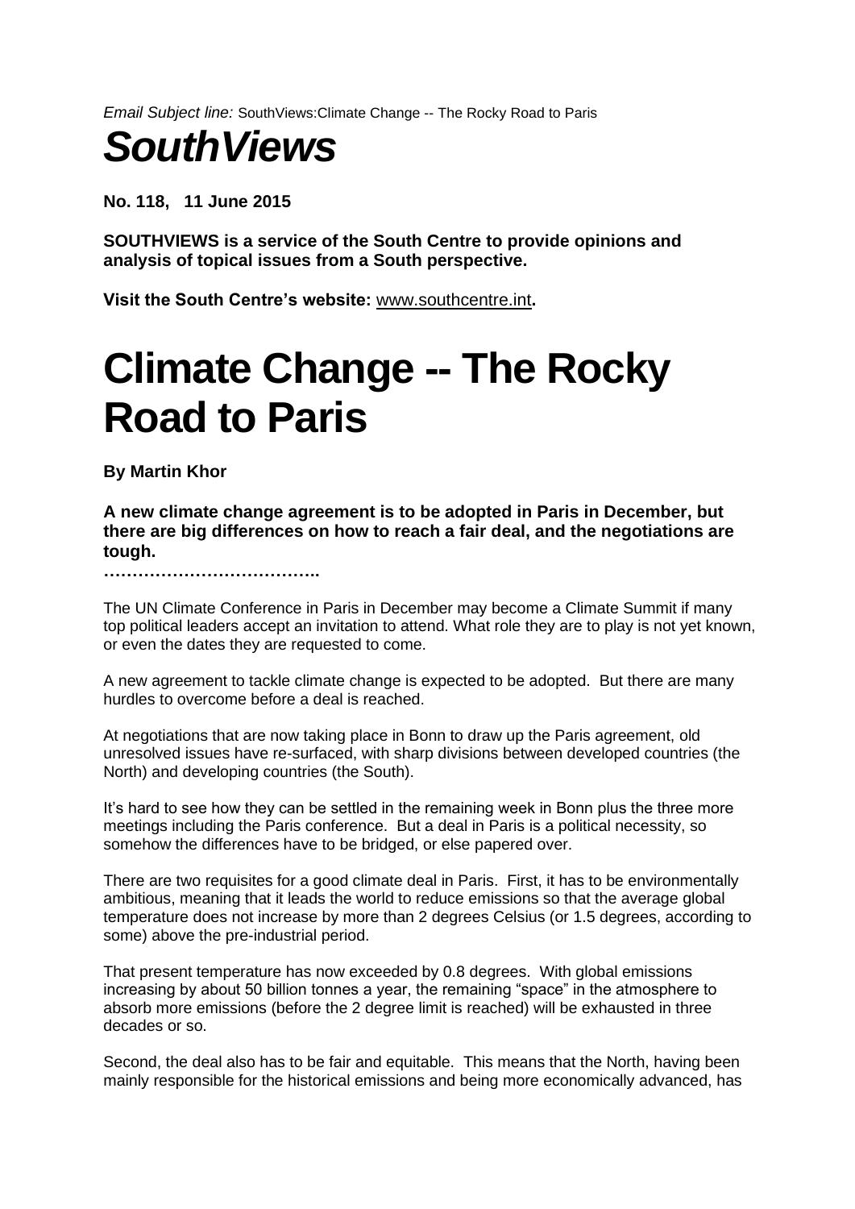*Email Subject line:* SouthViews:Climate Change -- The Rocky Road to Paris

# *SouthViews*

**No. 118, 11 June 2015**

**SOUTHVIEWS is a service of the South Centre to provide opinions and analysis of topical issues from a South perspective.**

**Visit the South Centre's website:** www.southcentre.int**.**

# Climate Change -- The Rocky Road to Paris

**By Martin Khor**

**A new climate change agreement is to be adopted in Paris in December, but there are big differences on how to reach a fair deal, and the negotiations are tough.**

**………………………………..**

The UN Climate Conference in Paris in December may become a Climate Summit if many top political leaders accept an invitation to attend. What role they are to play is not yet known, or even the dates they are requested to come.

A new agreement to tackle climate change is expected to be adopted. But there are many hurdles to overcome before a deal is reached.

At negotiations that are now taking place in Bonn to draw up the Paris agreement, old unresolved issues have re-surfaced, with sharp divisions between developed countries (the North) and developing countries (the South).

It's hard to see how they can be settled in the remaining week in Bonn plus the three more meetings including the Paris conference. But a deal in Paris is a political necessity, so somehow the differences have to be bridged, or else papered over.

There are two requisites for a good climate deal in Paris. First, it has to be environmentally ambitious, meaning that it leads the world to reduce emissions so that the average global temperature does not increase by more than 2 degrees Celsius (or 1.5 degrees, according to some) above the pre-industrial period.

That present temperature has now exceeded by 0.8 degrees. With global emissions increasing by about 50 billion tonnes a year, the remaining "space" in the atmosphere to absorb more emissions (before the 2 degree limit is reached) will be exhausted in three decades or so.

Second, the deal also has to be fair and equitable. This means that the North, having been mainly responsible for the historical emissions and being more economically advanced, has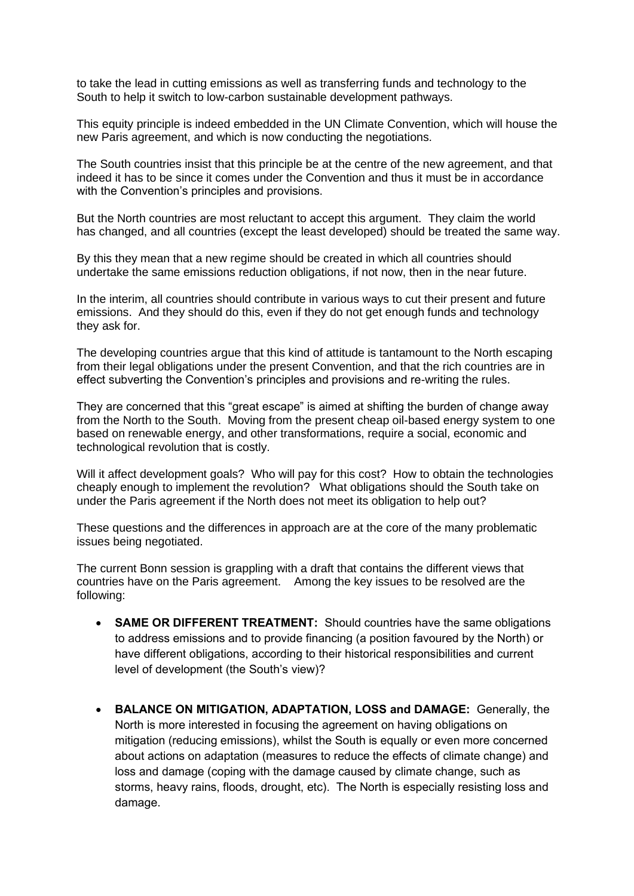to take the lead in cutting emissions as well as transferring funds and technology to the South to help it switch to low-carbon sustainable development pathways.

This equity principle is indeed embedded in the UN Climate Convention, which will house the new Paris agreement, and which is now conducting the negotiations.

The South countries insist that this principle be at the centre of the new agreement, and that indeed it has to be since it comes under the Convention and thus it must be in accordance with the Convention's principles and provisions.

But the North countries are most reluctant to accept this argument. They claim the world has changed, and all countries (except the least developed) should be treated the same way.

By this they mean that a new regime should be created in which all countries should undertake the same emissions reduction obligations, if not now, then in the near future.

In the interim, all countries should contribute in various ways to cut their present and future emissions. And they should do this, even if they do not get enough funds and technology they ask for.

The developing countries argue that this kind of attitude is tantamount to the North escaping from their legal obligations under the present Convention, and that the rich countries are in effect subverting the Convention's principles and provisions and re-writing the rules.

They are concerned that this "great escape" is aimed at shifting the burden of change away from the North to the South. Moving from the present cheap oil-based energy system to one based on renewable energy, and other transformations, require a social, economic and technological revolution that is costly.

Will it affect development goals? Who will pay for this cost? How to obtain the technologies cheaply enough to implement the revolution? What obligations should the South take on under the Paris agreement if the North does not meet its obligation to help out?

These questions and the differences in approach are at the core of the many problematic issues being negotiated.

The current Bonn session is grappling with a draft that contains the different views that countries have on the Paris agreement. Among the key issues to be resolved are the following:

- **SAME OR DIFFERENT TREATMENT:** Should countries have the same obligations to address emissions and to provide financing (a position favoured by the North) or have different obligations, according to their historical responsibilities and current level of development (the South's view)?

- **BALANCE ON MITIGATION, ADAPTATION, LOSS and DAMAGE:** Generally, the North is more interested in focusing the agreement on having obligations on mitigation (reducing emissions), whilst the South is equally or even more concerned about actions on adaptation (measures to reduce the effects of climate change) and loss and damage (coping with the damage caused by climate change, such as storms, heavy rains, floods, drought, etc). The North is especially resisting loss and damage.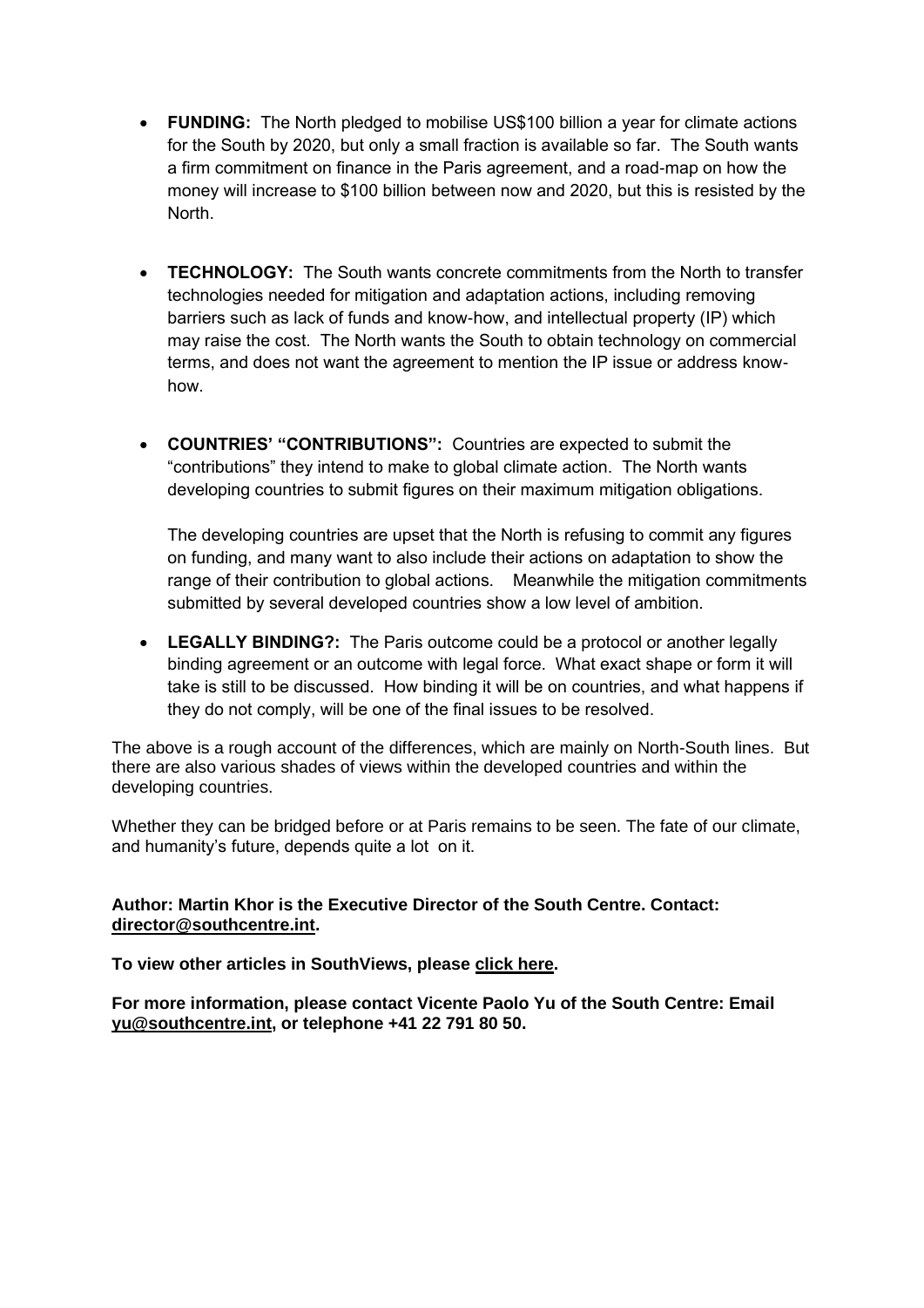- **FUNDING:** The North pledged to mobilise US$100 billion a year for climate actions for the South by 2020, but only a small fraction is available so far. The South wants a firm commitment on finance in the Paris agreement, and a road-map on how the money will increase to $100 billion between now and 2020, but this is resisted by the North.

- **TECHNOLOGY:** The South wants concrete commitments from the North to transfer technologies needed for mitigation and adaptation actions, including removing barriers such as lack of funds and know-how, and intellectual property (IP) which may raise the cost. The North wants the South to obtain technology on commercial terms, and does not want the agreement to mention the IP issue or address know-how.

- **COUNTRIES' "CONTRIBUTIONS":** Countries are expected to submit the "contributions" they intend to make to global climate action. The North wants developing countries to submit figures on their maximum mitigation obligations.

  The developing countries are upset that the North is refusing to commit any figures on funding, and many want to also include their actions on adaptation to show the range of their contribution to global actions. Meanwhile the mitigation commitments submitted by several developed countries show a low level of ambition.

- **LEGALLY BINDING?:** The Paris outcome could be a protocol or another legally binding agreement or an outcome with legal force. What exact shape or form it will take is still to be discussed. How binding it will be on countries, and what happens if they do not comply, will be one of the final issues to be resolved.

The above is a rough account of the differences, which are mainly on North-South lines. But there are also various shades of views within the developed countries and within the developing countries.

Whether they can be bridged before or at Paris remains to be seen. The fate of our climate, and humanity's future, depends quite a lot on it.

**Author: Martin Khor is the Executive Director of the South Centre. Contact: director@southcentre.int.**

**To view other articles in SouthViews, please click here.**

**For more information, please contact Vicente Paolo Yu of the South Centre: Email yu@southcentre.int, or telephone +41 22 791 80 50.**